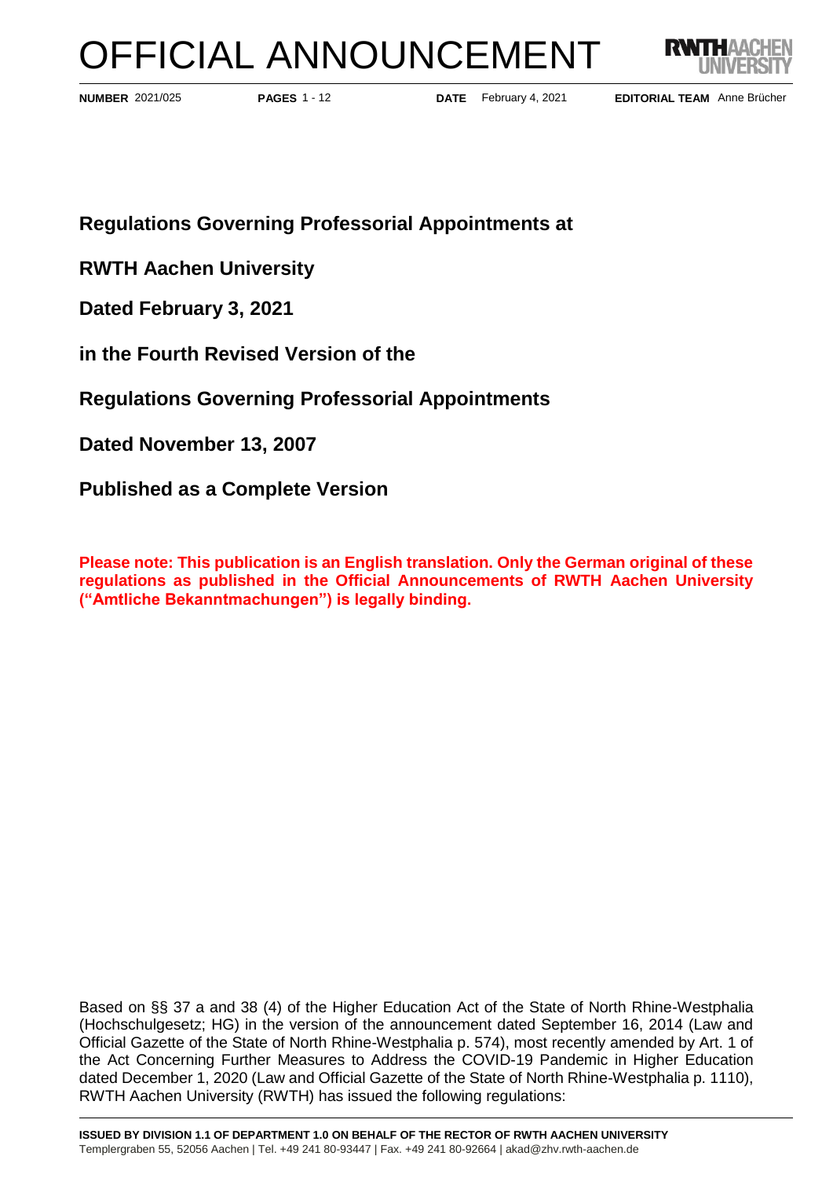# OFFICIAL ANNOUNCEMENT

**NUMBER** 2021/025 **PAGES** 1 - 12 **DATE** February 4, 2021 **EDITORIAL TEAM** Anne Brücher

## Regulations Governing Professorial Appointments at

## RWTH Aachen University

## Dated February 3, 2021

## in the Fourth Revised Version of the

## Regulations Governing Professorial Appointments

## Dated November 13, 2007

## Published as a Complete Version

**Please note: This publication is an English translation. Only the German original of these regulations as published in the Official Announcements of RWTH Aachen University ("Amtliche Bekanntmachungen") is legally binding.**

Based on §§ 37 a and 38 (4) of the Higher Education Act of the State of North Rhine-Westphalia (Hochschulgesetz; HG) in the version of the announcement dated September 16, 2014 (Law and Official Gazette of the State of North Rhine-Westphalia p. 574), most recently amended by Art. 1 of the Act Concerning Further Measures to Address the COVID-19 Pandemic in Higher Education dated December 1, 2020 (Law and Official Gazette of the State of North Rhine-Westphalia p. 1110), RWTH Aachen University (RWTH) has issued the following regulations:

**ISSUED BY DIVISION 1.1 OF DEPARTMENT 1.0 ON BEHALF OF THE RECTOR OF RWTH AACHEN UNIVERSITY**
Templergraben 55, 52056 Aachen | Tel. +49 241 80-93447 | Fax. +49 241 80-92664 | akad@zhv.rwth-aachen.de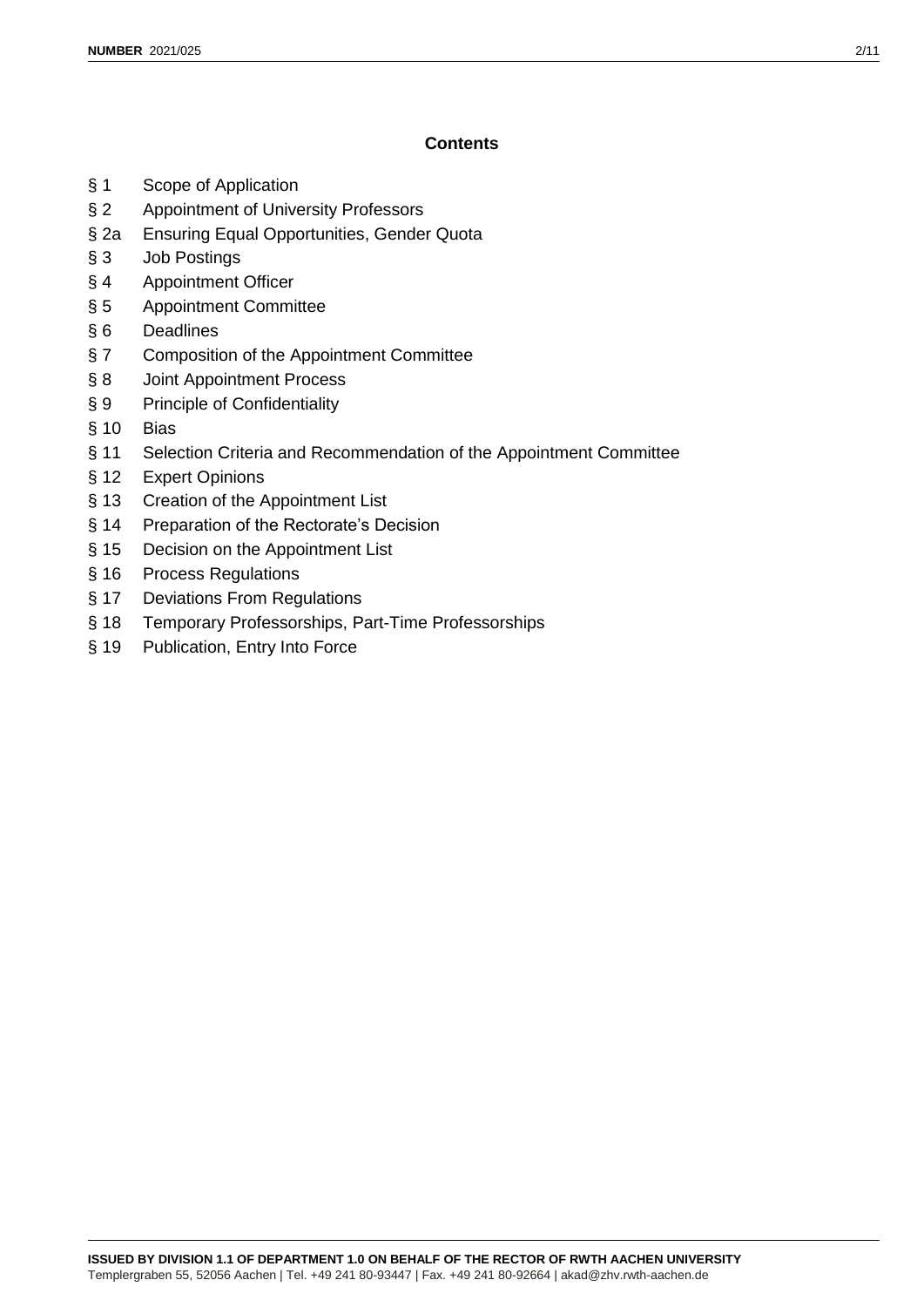## Contents

§ 1 Scope of Application

§ 2 Appointment of University Professors

§ 2a Ensuring Equal Opportunities, Gender Quota

§ 3 Job Postings

§ 4 Appointment Officer

§ 5 Appointment Committee

§ 6 Deadlines

§ 7 Composition of the Appointment Committee

§ 8 Joint Appointment Process

§ 9 Principle of Confidentiality

§ 10 Bias

§ 11 Selection Criteria and Recommendation of the Appointment Committee

§ 12 Expert Opinions

§ 13 Creation of the Appointment List

§ 14 Preparation of the Rectorate's Decision

§ 15 Decision on the Appointment List

§ 16 Process Regulations

§ 17 Deviations From Regulations

§ 18 Temporary Professorships, Part-Time Professorships

§ 19 Publication, Entry Into Force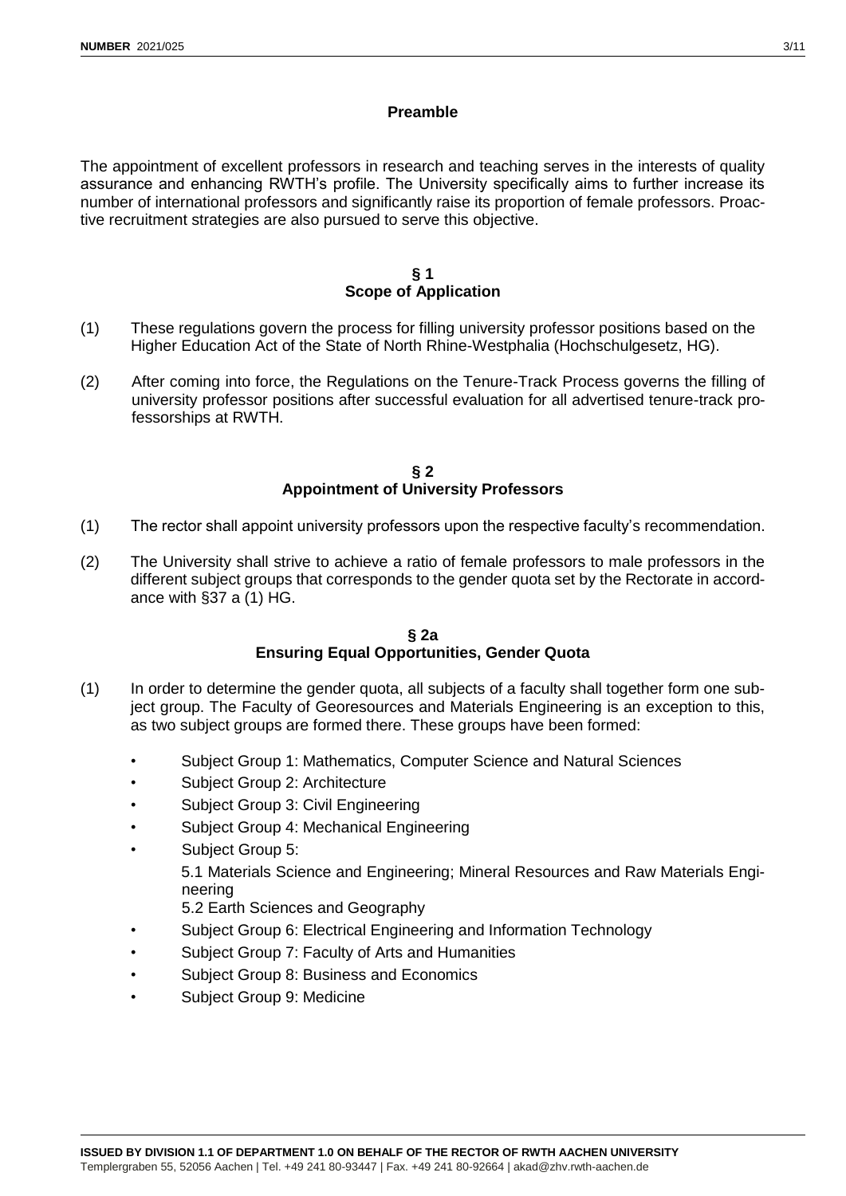## Preamble

The appointment of excellent professors in research and teaching serves in the interests of quality assurance and enhancing RWTH's profile. The University specifically aims to further increase its number of international professors and significantly raise its proportion of female professors. Proactive recruitment strategies are also pursued to serve this objective.

## § 1
## Scope of Application

(1) These regulations govern the process for filling university professor positions based on the Higher Education Act of the State of North Rhine-Westphalia (Hochschulgesetz, HG).

(2) After coming into force, the Regulations on the Tenure-Track Process governs the filling of university professor positions after successful evaluation for all advertised tenure-track professorships at RWTH.

## § 2
## Appointment of University Professors

(1) The rector shall appoint university professors upon the respective faculty's recommendation.

(2) The University shall strive to achieve a ratio of female professors to male professors in the different subject groups that corresponds to the gender quota set by the Rectorate in accordance with §37 a (1) HG.

## § 2a
## Ensuring Equal Opportunities, Gender Quota

(1) In order to determine the gender quota, all subjects of a faculty shall together form one subject group. The Faculty of Georesources and Materials Engineering is an exception to this, as two subject groups are formed there. These groups have been formed:

- Subject Group 1: Mathematics, Computer Science and Natural Sciences
- Subject Group 2: Architecture
- Subject Group 3: Civil Engineering
- Subject Group 4: Mechanical Engineering
- Subject Group 5:
  5.1 Materials Science and Engineering; Mineral Resources and Raw Materials Engineering
  5.2 Earth Sciences and Geography
- Subject Group 6: Electrical Engineering and Information Technology
- Subject Group 7: Faculty of Arts and Humanities
- Subject Group 8: Business and Economics
- Subject Group 9: Medicine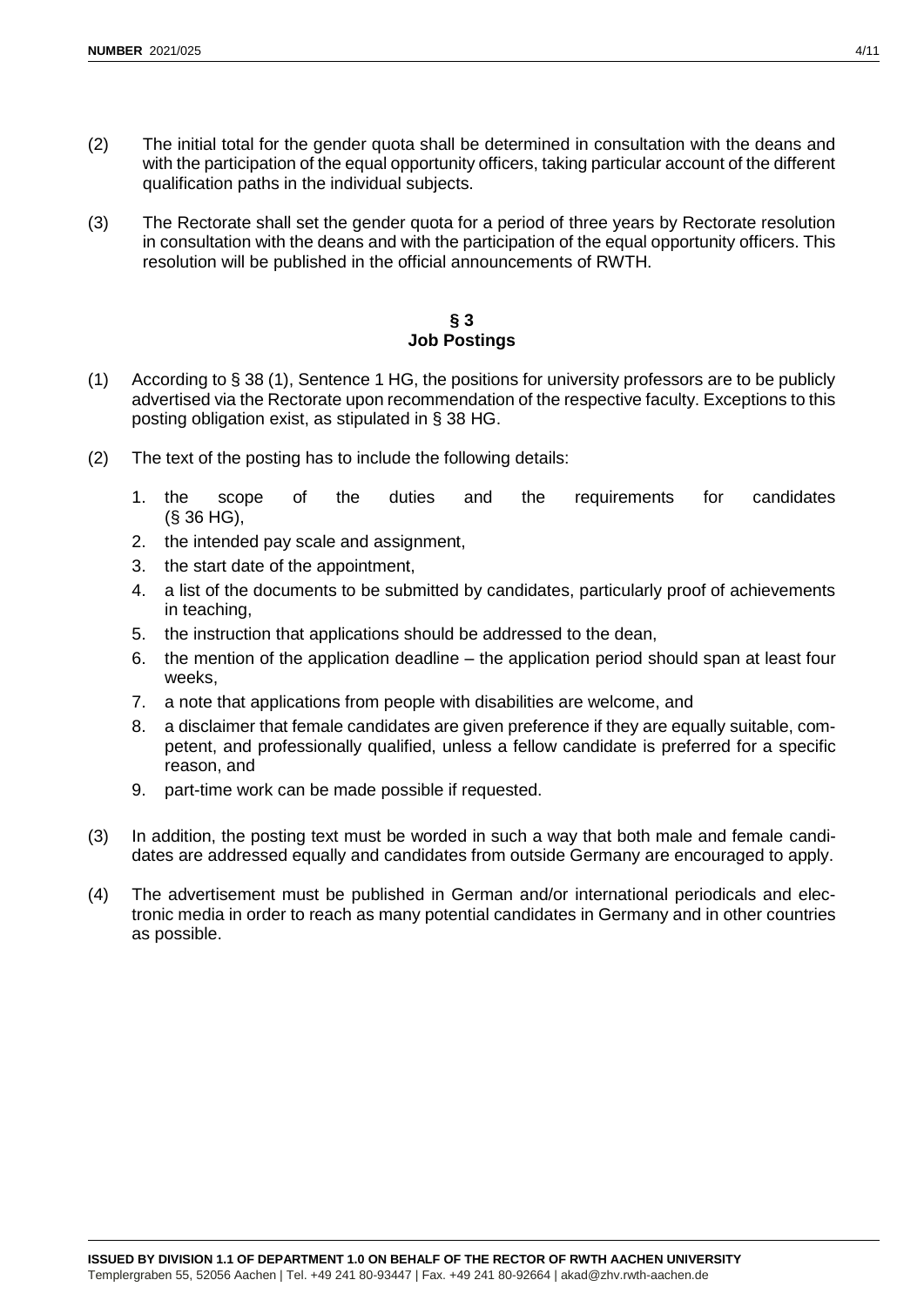(2) The initial total for the gender quota shall be determined in consultation with the deans and with the participation of the equal opportunity officers, taking particular account of the different qualification paths in the individual subjects.

(3) The Rectorate shall set the gender quota for a period of three years by Rectorate resolution in consultation with the deans and with the participation of the equal opportunity officers. This resolution will be published in the official announcements of RWTH.

### § 3
### Job Postings

(1) According to § 38 (1), Sentence 1 HG, the positions for university professors are to be publicly advertised via the Rectorate upon recommendation of the respective faculty. Exceptions to this posting obligation exist, as stipulated in § 38 HG.

(2) The text of the posting has to include the following details:

1. the scope of the duties and the requirements for candidates (§ 36 HG),
2. the intended pay scale and assignment,
3. the start date of the appointment,
4. a list of the documents to be submitted by candidates, particularly proof of achievements in teaching,
5. the instruction that applications should be addressed to the dean,
6. the mention of the application deadline – the application period should span at least four weeks,
7. a note that applications from people with disabilities are welcome, and
8. a disclaimer that female candidates are given preference if they are equally suitable, competent, and professionally qualified, unless a fellow candidate is preferred for a specific reason, and
9. part-time work can be made possible if requested.

(3) In addition, the posting text must be worded in such a way that both male and female candidates are addressed equally and candidates from outside Germany are encouraged to apply.

(4) The advertisement must be published in German and/or international periodicals and electronic media in order to reach as many potential candidates in Germany and in other countries as possible.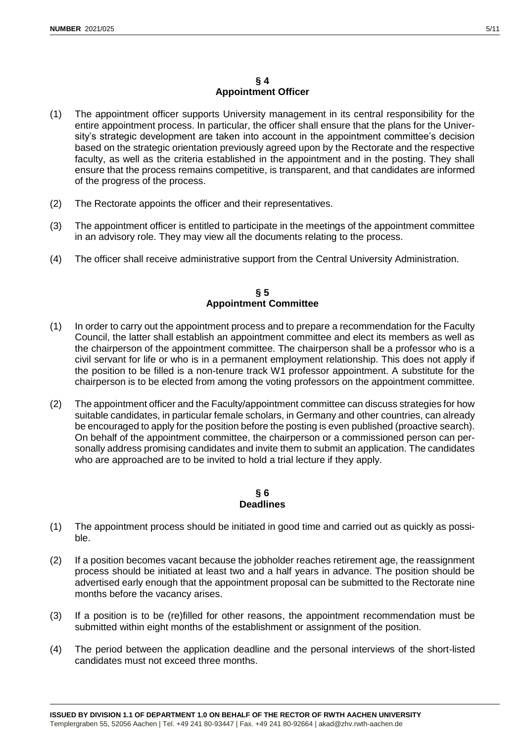## § 4
## Appointment Officer

(1) The appointment officer supports University management in its central responsibility for the entire appointment process. In particular, the officer shall ensure that the plans for the University's strategic development are taken into account in the appointment committee's decision based on the strategic orientation previously agreed upon by the Rectorate and the respective faculty, as well as the criteria established in the appointment and in the posting. They shall ensure that the process remains competitive, is transparent, and that candidates are informed of the progress of the process.

(2) The Rectorate appoints the officer and their representatives.

(3) The appointment officer is entitled to participate in the meetings of the appointment committee in an advisory role. They may view all the documents relating to the process.

(4) The officer shall receive administrative support from the Central University Administration.

## § 5
## Appointment Committee

(1) In order to carry out the appointment process and to prepare a recommendation for the Faculty Council, the latter shall establish an appointment committee and elect its members as well as the chairperson of the appointment committee. The chairperson shall be a professor who is a civil servant for life or who is in a permanent employment relationship. This does not apply if the position to be filled is a non-tenure track W1 professor appointment. A substitute for the chairperson is to be elected from among the voting professors on the appointment committee.

(2) The appointment officer and the Faculty/appointment committee can discuss strategies for how suitable candidates, in particular female scholars, in Germany and other countries, can already be encouraged to apply for the position before the posting is even published (proactive search). On behalf of the appointment committee, the chairperson or a commissioned person can personally address promising candidates and invite them to submit an application. The candidates who are approached are to be invited to hold a trial lecture if they apply.

## § 6
## Deadlines

(1) The appointment process should be initiated in good time and carried out as quickly as possible.

(2) If a position becomes vacant because the jobholder reaches retirement age, the reassignment process should be initiated at least two and a half years in advance. The position should be advertised early enough that the appointment proposal can be submitted to the Rectorate nine months before the vacancy arises.

(3) If a position is to be (re)filled for other reasons, the appointment recommendation must be submitted within eight months of the establishment or assignment of the position.

(4) The period between the application deadline and the personal interviews of the short-listed candidates must not exceed three months.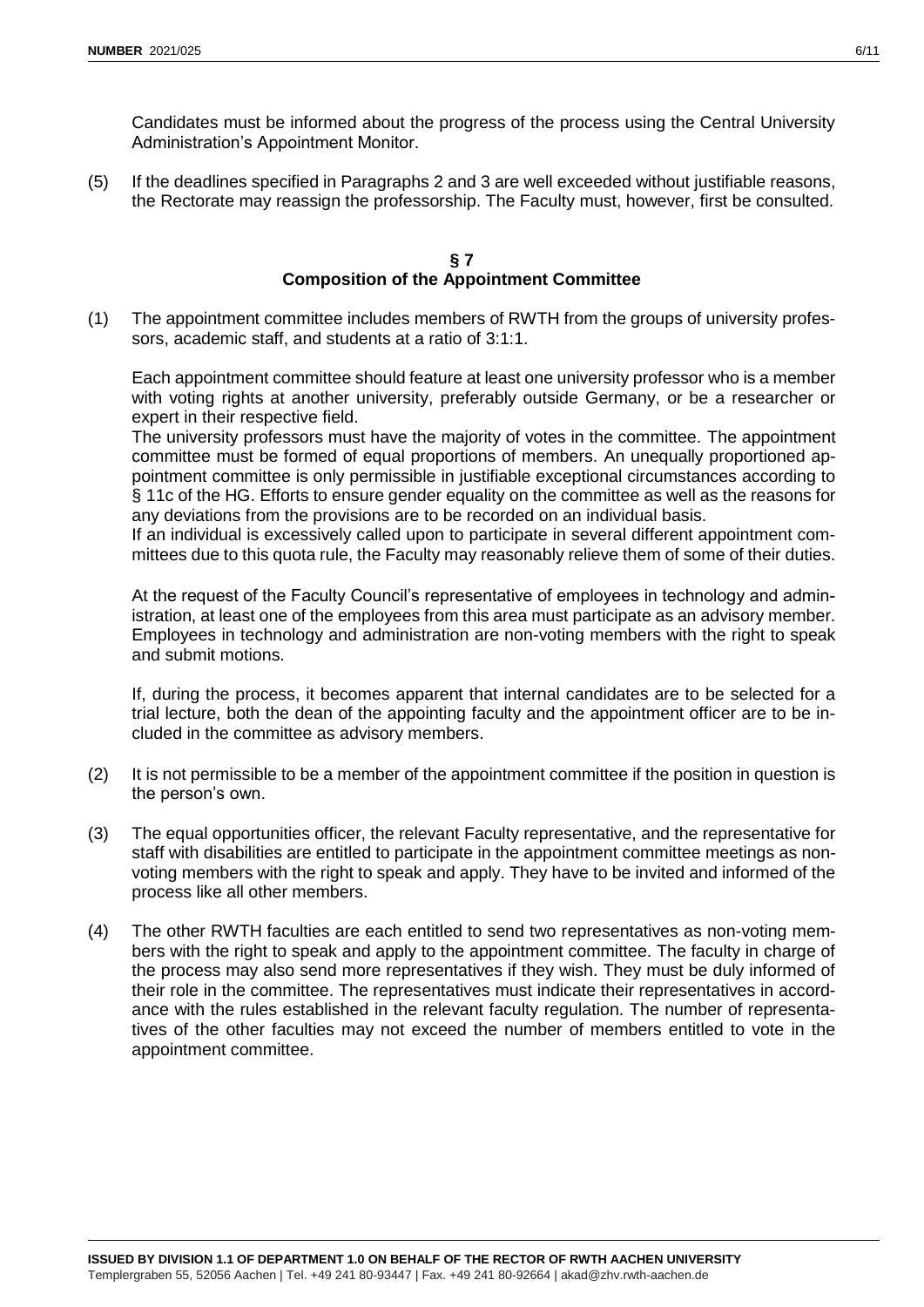Candidates must be informed about the progress of the process using the Central University Administration's Appointment Monitor.

(5) If the deadlines specified in Paragraphs 2 and 3 are well exceeded without justifiable reasons, the Rectorate may reassign the professorship. The Faculty must, however, first be consulted.

## § 7
## Composition of the Appointment Committee

(1) The appointment committee includes members of RWTH from the groups of university professors, academic staff, and students at a ratio of 3:1:1.

Each appointment committee should feature at least one university professor who is a member with voting rights at another university, preferably outside Germany, or be a researcher or expert in their respective field.
The university professors must have the majority of votes in the committee. The appointment committee must be formed of equal proportions of members. An unequally proportioned appointment committee is only permissible in justifiable exceptional circumstances according to § 11c of the HG. Efforts to ensure gender equality on the committee as well as the reasons for any deviations from the provisions are to be recorded on an individual basis.
If an individual is excessively called upon to participate in several different appointment committees due to this quota rule, the Faculty may reasonably relieve them of some of their duties.

At the request of the Faculty Council's representative of employees in technology and administration, at least one of the employees from this area must participate as an advisory member. Employees in technology and administration are non-voting members with the right to speak and submit motions.

If, during the process, it becomes apparent that internal candidates are to be selected for a trial lecture, both the dean of the appointing faculty and the appointment officer are to be included in the committee as advisory members.

(2) It is not permissible to be a member of the appointment committee if the position in question is the person's own.

(3) The equal opportunities officer, the relevant Faculty representative, and the representative for staff with disabilities are entitled to participate in the appointment committee meetings as non-voting members with the right to speak and apply. They have to be invited and informed of the process like all other members.

(4) The other RWTH faculties are each entitled to send two representatives as non-voting members with the right to speak and apply to the appointment committee. The faculty in charge of the process may also send more representatives if they wish. They must be duly informed of their role in the committee. The representatives must indicate their representatives in accordance with the rules established in the relevant faculty regulation. The number of representatives of the other faculties may not exceed the number of members entitled to vote in the appointment committee.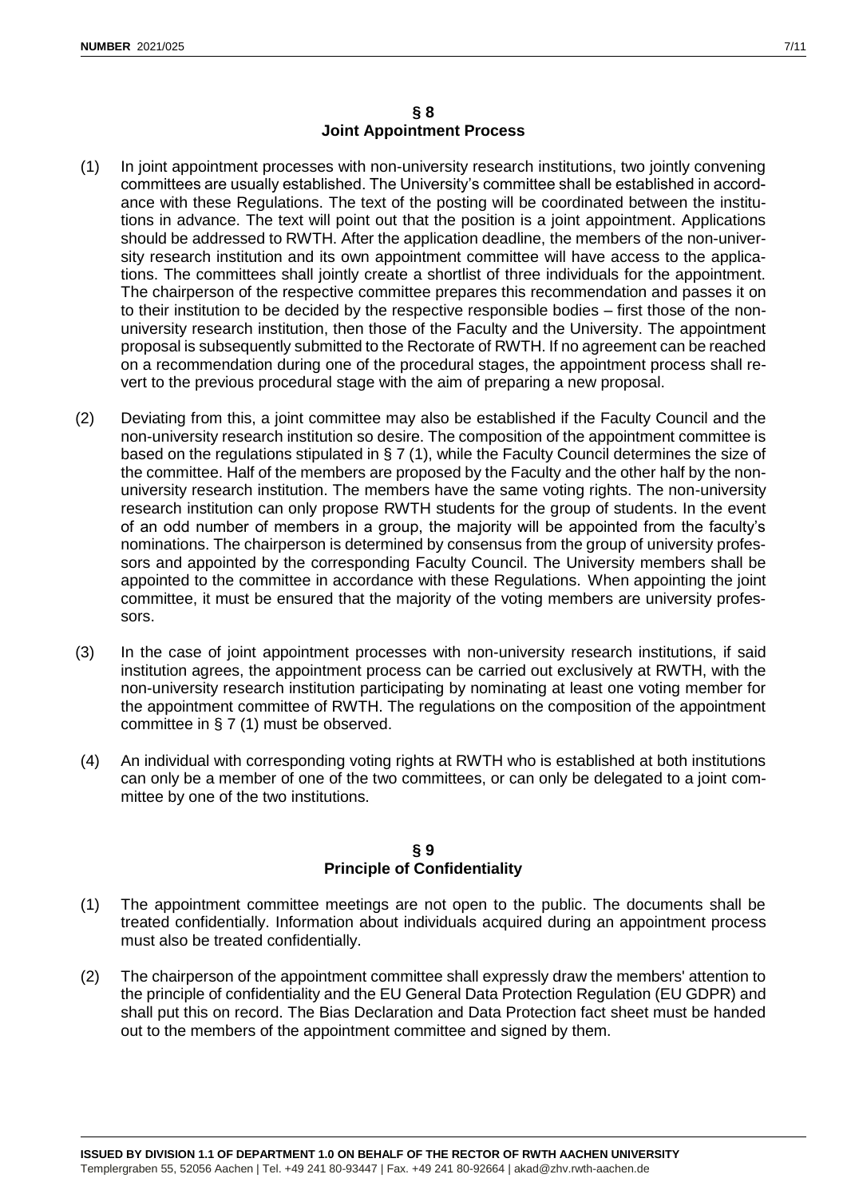## § 8
## Joint Appointment Process

(1) In joint appointment processes with non-university research institutions, two jointly convening committees are usually established. The University's committee shall be established in accordance with these Regulations. The text of the posting will be coordinated between the institutions in advance. The text will point out that the position is a joint appointment. Applications should be addressed to RWTH. After the application deadline, the members of the non-university research institution and its own appointment committee will have access to the applications. The committees shall jointly create a shortlist of three individuals for the appointment. The chairperson of the respective committee prepares this recommendation and passes it on to their institution to be decided by the respective responsible bodies – first those of the non-university research institution, then those of the Faculty and the University. The appointment proposal is subsequently submitted to the Rectorate of RWTH. If no agreement can be reached on a recommendation during one of the procedural stages, the appointment process shall revert to the previous procedural stage with the aim of preparing a new proposal.

(2) Deviating from this, a joint committee may also be established if the Faculty Council and the non-university research institution so desire. The composition of the appointment committee is based on the regulations stipulated in § 7 (1), while the Faculty Council determines the size of the committee. Half of the members are proposed by the Faculty and the other half by the non-university research institution. The members have the same voting rights. The non-university research institution can only propose RWTH students for the group of students. In the event of an odd number of members in a group, the majority will be appointed from the faculty's nominations. The chairperson is determined by consensus from the group of university professors and appointed by the corresponding Faculty Council. The University members shall be appointed to the committee in accordance with these Regulations. When appointing the joint committee, it must be ensured that the majority of the voting members are university professors.

(3) In the case of joint appointment processes with non-university research institutions, if said institution agrees, the appointment process can be carried out exclusively at RWTH, with the non-university research institution participating by nominating at least one voting member for the appointment committee of RWTH. The regulations on the composition of the appointment committee in § 7 (1) must be observed.

(4) An individual with corresponding voting rights at RWTH who is established at both institutions can only be a member of one of the two committees, or can only be delegated to a joint committee by one of the two institutions.

## § 9
## Principle of Confidentiality

(1) The appointment committee meetings are not open to the public. The documents shall be treated confidentially. Information about individuals acquired during an appointment process must also be treated confidentially.

(2) The chairperson of the appointment committee shall expressly draw the members' attention to the principle of confidentiality and the EU General Data Protection Regulation (EU GDPR) and shall put this on record. The Bias Declaration and Data Protection fact sheet must be handed out to the members of the appointment committee and signed by them.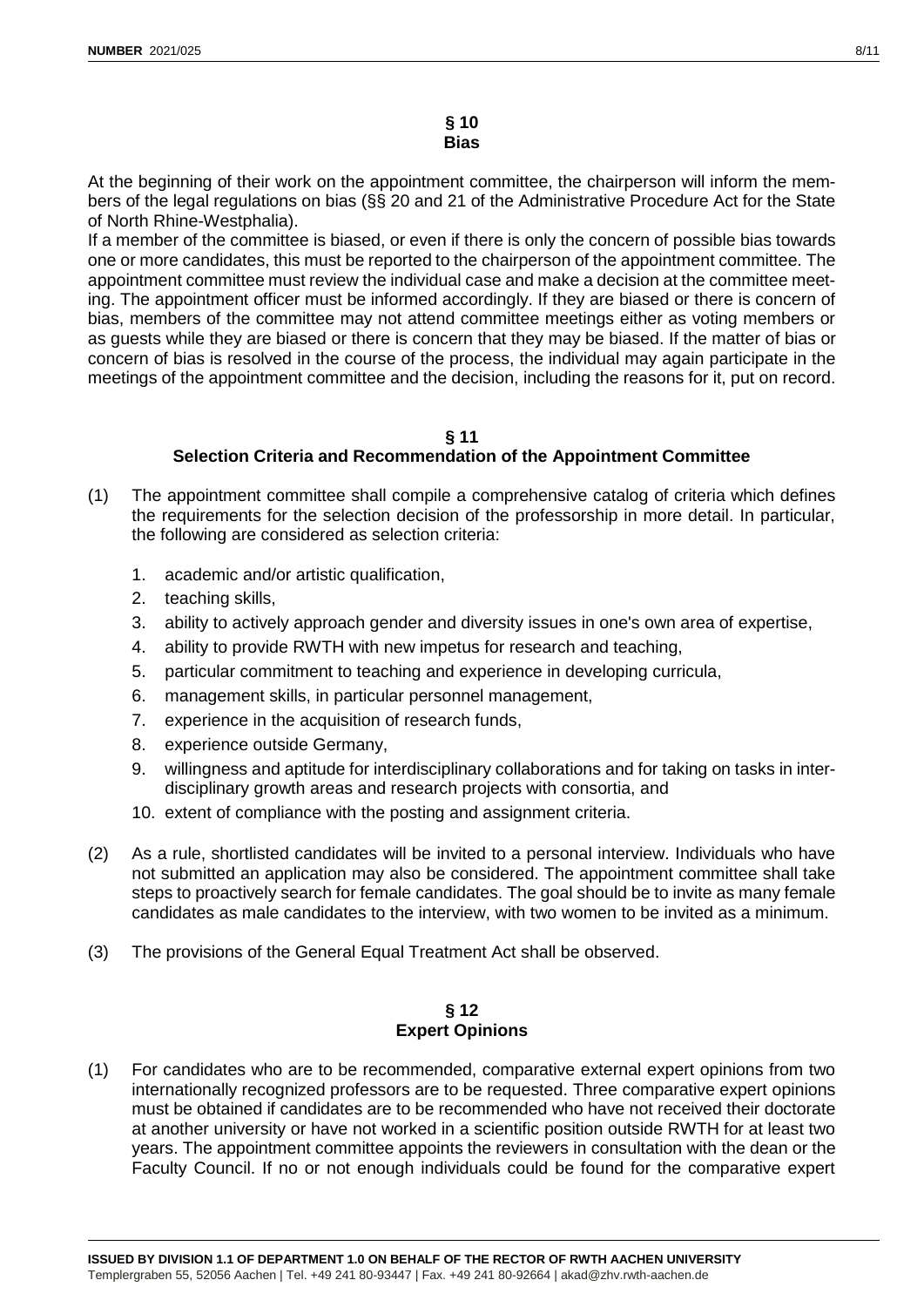## § 10
## Bias

At the beginning of their work on the appointment committee, the chairperson will inform the members of the legal regulations on bias (§§ 20 and 21 of the Administrative Procedure Act for the State of North Rhine-Westphalia).

If a member of the committee is biased, or even if there is only the concern of possible bias towards one or more candidates, this must be reported to the chairperson of the appointment committee. The appointment committee must review the individual case and make a decision at the committee meeting. The appointment officer must be informed accordingly. If they are biased or there is concern of bias, members of the committee may not attend committee meetings either as voting members or as guests while they are biased or there is concern that they may be biased. If the matter of bias or concern of bias is resolved in the course of the process, the individual may again participate in the meetings of the appointment committee and the decision, including the reasons for it, put on record.

## § 11
## Selection Criteria and Recommendation of the Appointment Committee

(1) The appointment committee shall compile a comprehensive catalog of criteria which defines the requirements for the selection decision of the professorship in more detail. In particular, the following are considered as selection criteria:

1. academic and/or artistic qualification,
2. teaching skills,
3. ability to actively approach gender and diversity issues in one's own area of expertise,
4. ability to provide RWTH with new impetus for research and teaching,
5. particular commitment to teaching and experience in developing curricula,
6. management skills, in particular personnel management,
7. experience in the acquisition of research funds,
8. experience outside Germany,
9. willingness and aptitude for interdisciplinary collaborations and for taking on tasks in interdisciplinary growth areas and research projects with consortia, and
10. extent of compliance with the posting and assignment criteria.

(2) As a rule, shortlisted candidates will be invited to a personal interview. Individuals who have not submitted an application may also be considered. The appointment committee shall take steps to proactively search for female candidates. The goal should be to invite as many female candidates as male candidates to the interview, with two women to be invited as a minimum.

(3) The provisions of the General Equal Treatment Act shall be observed.

## § 12
## Expert Opinions

(1) For candidates who are to be recommended, comparative external expert opinions from two internationally recognized professors are to be requested. Three comparative expert opinions must be obtained if candidates are to be recommended who have not received their doctorate at another university or have not worked in a scientific position outside RWTH for at least two years. The appointment committee appoints the reviewers in consultation with the dean or the Faculty Council. If no or not enough individuals could be found for the comparative expert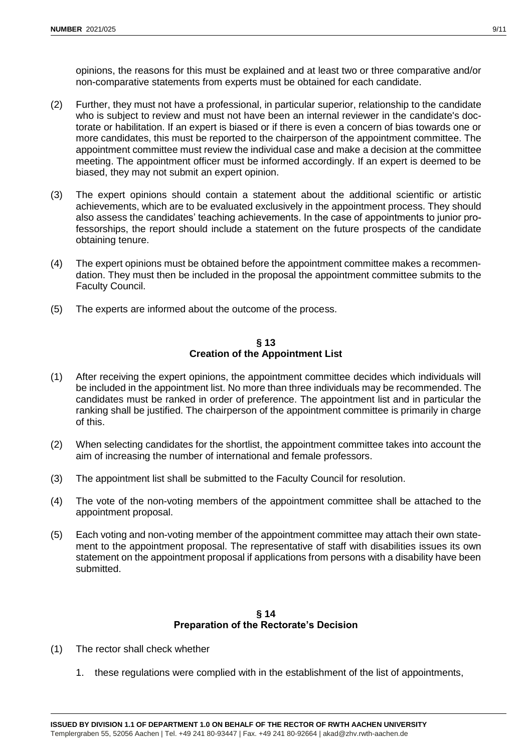opinions, the reasons for this must be explained and at least two or three comparative and/or non-comparative statements from experts must be obtained for each candidate.

(2) Further, they must not have a professional, in particular superior, relationship to the candidate who is subject to review and must not have been an internal reviewer in the candidate's doctorate or habilitation. If an expert is biased or if there is even a concern of bias towards one or more candidates, this must be reported to the chairperson of the appointment committee. The appointment committee must review the individual case and make a decision at the committee meeting. The appointment officer must be informed accordingly. If an expert is deemed to be biased, they may not submit an expert opinion.

(3) The expert opinions should contain a statement about the additional scientific or artistic achievements, which are to be evaluated exclusively in the appointment process. They should also assess the candidates' teaching achievements. In the case of appointments to junior professorships, the report should include a statement on the future prospects of the candidate obtaining tenure.

(4) The expert opinions must be obtained before the appointment committee makes a recommendation. They must then be included in the proposal the appointment committee submits to the Faculty Council.

(5) The experts are informed about the outcome of the process.

## § 13
## Creation of the Appointment List

(1) After receiving the expert opinions, the appointment committee decides which individuals will be included in the appointment list. No more than three individuals may be recommended. The candidates must be ranked in order of preference. The appointment list and in particular the ranking shall be justified. The chairperson of the appointment committee is primarily in charge of this.

(2) When selecting candidates for the shortlist, the appointment committee takes into account the aim of increasing the number of international and female professors.

(3) The appointment list shall be submitted to the Faculty Council for resolution.

(4) The vote of the non-voting members of the appointment committee shall be attached to the appointment proposal.

(5) Each voting and non-voting member of the appointment committee may attach their own statement to the appointment proposal. The representative of staff with disabilities issues its own statement on the appointment proposal if applications from persons with a disability have been submitted.

## § 14
## Preparation of the Rectorate's Decision

(1) The rector shall check whether

1. these regulations were complied with in the establishment of the list of appointments,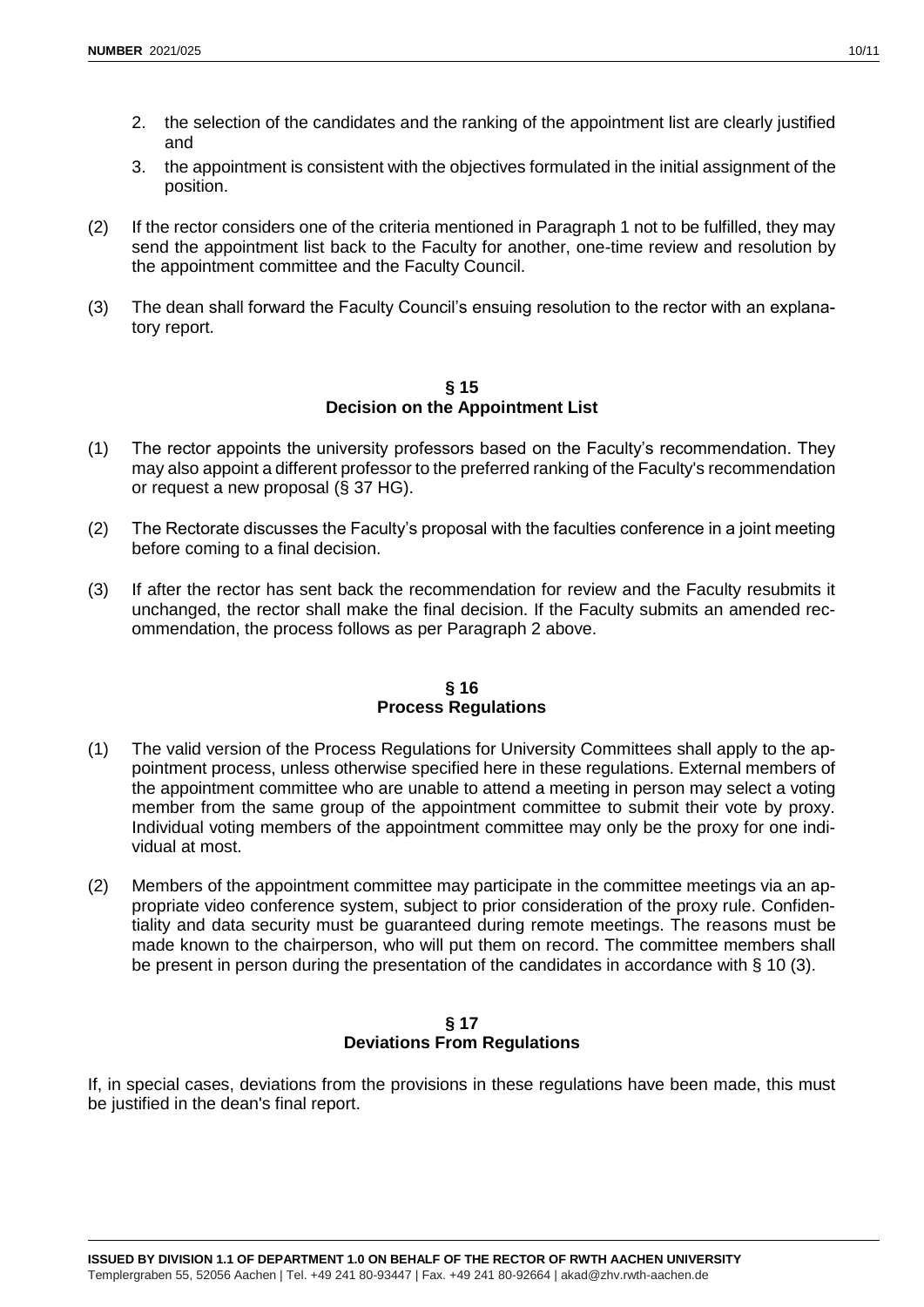2. the selection of the candidates and the ranking of the appointment list are clearly justified and
3. the appointment is consistent with the objectives formulated in the initial assignment of the position.

(2) If the rector considers one of the criteria mentioned in Paragraph 1 not to be fulfilled, they may send the appointment list back to the Faculty for another, one-time review and resolution by the appointment committee and the Faculty Council.

(3) The dean shall forward the Faculty Council's ensuing resolution to the rector with an explanatory report.

## § 15
## Decision on the Appointment List

(1) The rector appoints the university professors based on the Faculty's recommendation. They may also appoint a different professor to the preferred ranking of the Faculty's recommendation or request a new proposal (§ 37 HG).

(2) The Rectorate discusses the Faculty's proposal with the faculties conference in a joint meeting before coming to a final decision.

(3) If after the rector has sent back the recommendation for review and the Faculty resubmits it unchanged, the rector shall make the final decision. If the Faculty submits an amended recommendation, the process follows as per Paragraph 2 above.

## § 16
## Process Regulations

(1) The valid version of the Process Regulations for University Committees shall apply to the appointment process, unless otherwise specified here in these regulations. External members of the appointment committee who are unable to attend a meeting in person may select a voting member from the same group of the appointment committee to submit their vote by proxy. Individual voting members of the appointment committee may only be the proxy for one individual at most.

(2) Members of the appointment committee may participate in the committee meetings via an appropriate video conference system, subject to prior consideration of the proxy rule. Confidentiality and data security must be guaranteed during remote meetings. The reasons must be made known to the chairperson, who will put them on record. The committee members shall be present in person during the presentation of the candidates in accordance with § 10 (3).

## § 17
## Deviations From Regulations

If, in special cases, deviations from the provisions in these regulations have been made, this must be justified in the dean's final report.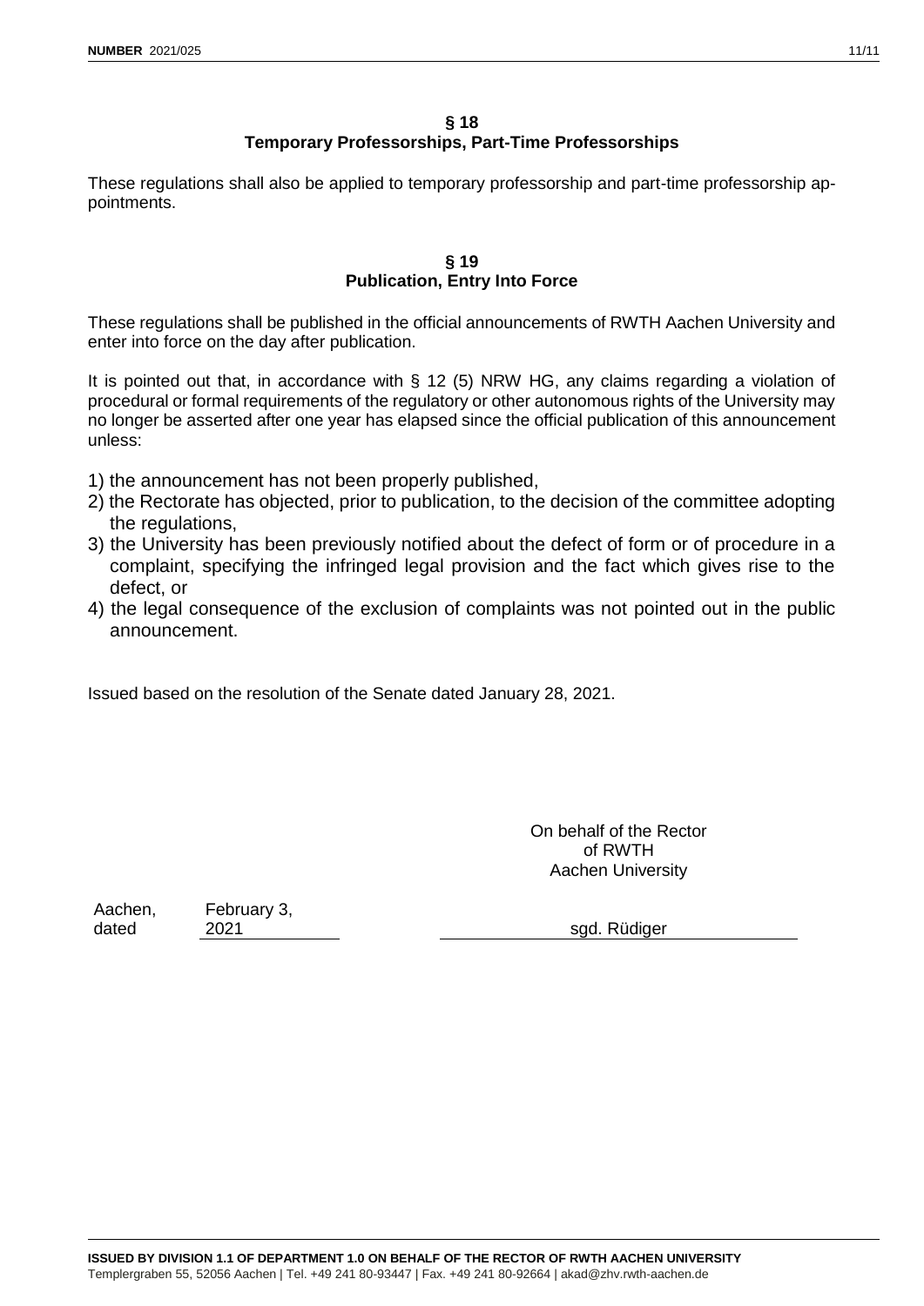## § 18
## Temporary Professorships, Part-Time Professorships

These regulations shall also be applied to temporary professorship and part-time professorship appointments.

## § 19
## Publication, Entry Into Force

These regulations shall be published in the official announcements of RWTH Aachen University and enter into force on the day after publication.

It is pointed out that, in accordance with § 12 (5) NRW HG, any claims regarding a violation of procedural or formal requirements of the regulatory or other autonomous rights of the University may no longer be asserted after one year has elapsed since the official publication of this announcement unless:

1) the announcement has not been properly published,
2) the Rectorate has objected, prior to publication, to the decision of the committee adopting the regulations,
3) the University has been previously notified about the defect of form or of procedure in a complaint, specifying the infringed legal provision and the fact which gives rise to the defect, or
4) the legal consequence of the exclusion of complaints was not pointed out in the public announcement.

Issued based on the resolution of the Senate dated January 28, 2021.

On behalf of the Rector
of RWTH
Aachen University

Aachen, dated February 3, 2021

sgd. Rüdiger

**ISSUED BY DIVISION 1.1 OF DEPARTMENT 1.0 ON BEHALF OF THE RECTOR OF RWTH AACHEN UNIVERSITY**
Templergraben 55, 52056 Aachen | Tel. +49 241 80-93447 | Fax. +49 241 80-92664 | akad@zhv.rwth-aachen.de